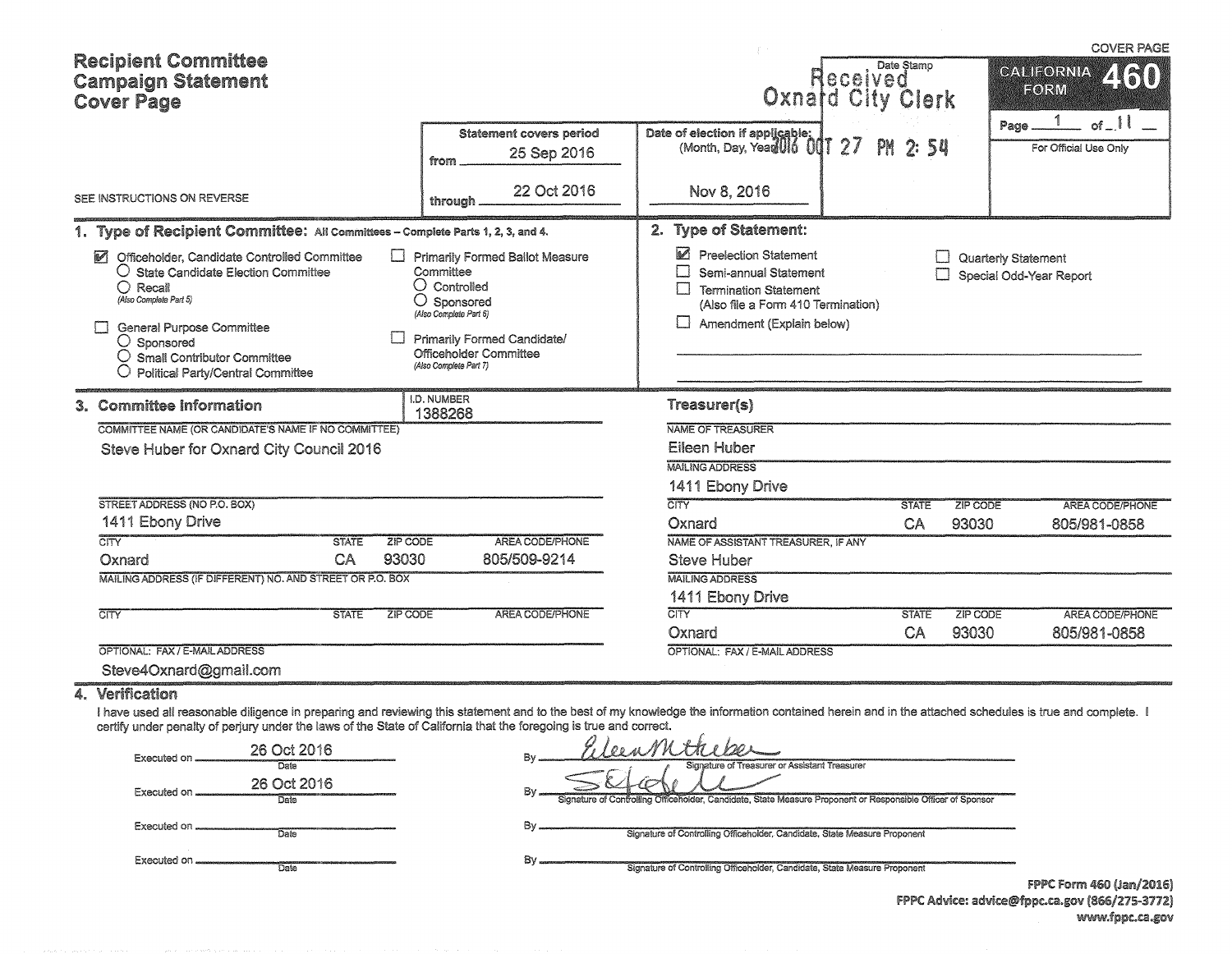# Recipient Committee Campaign Statement Cover Page

COVER PAGE

**CALIFORNIA FORM 460**

SEE INSTRUCTIONS ON REVERSE

| Statement covers period | Date of election if applicable: (Month, Day, Year) | Date Stamp | For Official Use Only |
|---|---|---|---|
| from 25 Sep 2016 through 22 Oct 2016 | Nov 8, 2016 | Received Oxnard City Clerk 2016 OCT 27 PM 2:54 | |

## 1. Type of Recipient Committee: All Committees – Complete Parts 1, 2, 3, and 4.

- ☑ Officeholder, Candidate Controlled Committee
  - ○ State Candidate Election Committee
  - ○ Recall *(Also Complete Part 5)*
- ☐ General Purpose Committee
  - ○ Sponsored
  - ○ Small Contributor Committee
  - ○ Political Party/Central Committee
- ☐ Primarily Formed Ballot Measure Committee
  - ○ Controlled
  - ○ Sponsored *(Also Complete Part 6)*
- ☐ Primarily Formed Candidate/Officeholder Committee *(Also Complete Part 7)*

## 2. Type of Statement:

- ☑ Preelection Statement
- ☐ Semi-annual Statement
- ☐ Termination Statement (Also file a Form 410 Termination)
- ☐ Amendment (Explain below)
- ☐ Quarterly Statement
- ☐ Special Odd-Year Report

## 3. Committee Information

I.D. NUMBER: 1388268

COMMITTEE NAME (OR CANDIDATE'S NAME IF NO COMMITTEE): Steve Huber for Oxnard City Council 2016

STREET ADDRESS (NO P.O. BOX): 1411 Ebony Drive

| CITY | STATE | ZIP CODE | AREA CODE/PHONE |
|---|---|---|---|
| Oxnard | CA | 93030 | 805/509-9214 |

MAILING ADDRESS (IF DIFFERENT) NO. AND STREET OR P.O. BOX:

| CITY | STATE | ZIP CODE | AREA CODE/PHONE |
|---|---|---|---|
| | | | |

OPTIONAL: FAX / E-MAIL ADDRESS: Steve4Oxnard@gmail.com

### Treasurer(s)

NAME OF TREASURER: Eileen Huber

MAILING ADDRESS: 1411 Ebony Drive

| CITY | STATE | ZIP CODE | AREA CODE/PHONE |
|---|---|---|---|
| Oxnard | CA | 93030 | 805/981-0858 |

NAME OF ASSISTANT TREASURER, IF ANY: Steve Huber

MAILING ADDRESS: 1411 Ebony Drive

| CITY | STATE | ZIP CODE | AREA CODE/PHONE |
|---|---|---|---|
| Oxnard | CA | 93030 | 805/981-0858 |

OPTIONAL: FAX / E-MAIL ADDRESS:

## 4. Verification

I have used all reasonable diligence in preparing and reviewing this statement and to the best of my knowledge the information contained herein and in the attached schedules is true and complete. I certify under penalty of perjury under the laws of the State of California that the foregoing is true and correct.

Executed on 26 Oct 2016 (Date) By [signature] (Signature of Treasurer or Assistant Treasurer)

Executed on 26 Oct 2016 (Date) By [signature] (Signature of Controlling Officeholder, Candidate, State Measure Proponent or Responsible Officer of Sponsor)

Executed on ________ (Date) By ________ (Signature of Controlling Officeholder, Candidate, State Measure Proponent)

Executed on ________ (Date) By ________ (Signature of Controlling Officeholder, Candidate, State Measure Proponent)

FPPC Form 460 (Jan/2016)
FPPC Advice: advice@fppc.ca.gov (866/275-3772)
www.fppc.ca.gov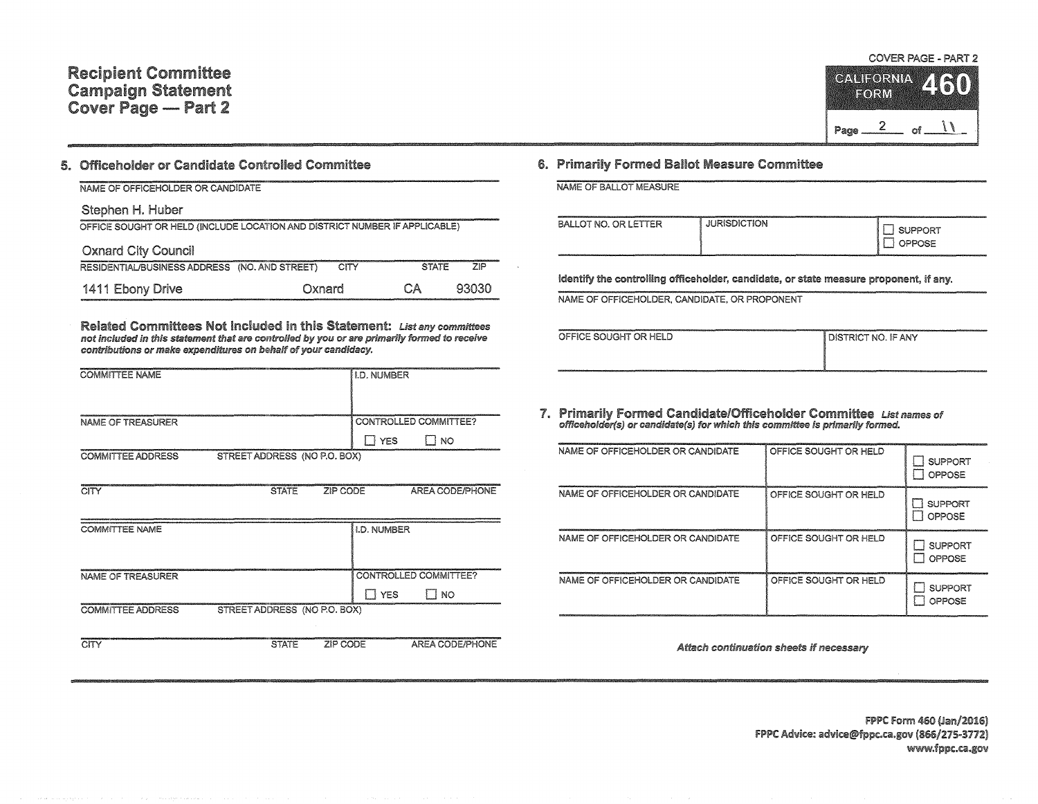# Recipient Committee Campaign Statement Cover Page — Part 2

COVER PAGE - PART 2

CALIFORNIA FORM 460

Page 2 of 11

## 5. Officeholder or Candidate Controlled Committee

NAME OF OFFICEHOLDER OR CANDIDATE

Stephen H. Huber

OFFICE SOUGHT OR HELD (INCLUDE LOCATION AND DISTRICT NUMBER IF APPLICABLE)

Oxnard City Council

| RESIDENTIAL/BUSINESS ADDRESS (NO. AND STREET) | CITY | STATE | ZIP |
|---|---|---|---|
| 1411 Ebony Drive | Oxnard | CA | 93030 |

**Related Committees Not Included in this Statement:** *List any committees not included in this statement that are controlled by you or are primarily formed to receive contributions or make expenditures on behalf of your candidacy.*

| COMMITTEE NAME | | | I.D. NUMBER |
|---|---|---|---|
| | | | |
| NAME OF TREASURER | | | CONTROLLED COMMITTEE? ☐ YES ☐ NO |
| COMMITTEE ADDRESS | STREET ADDRESS (NO P.O. BOX) | | |
| CITY | STATE | ZIP CODE | AREA CODE/PHONE |

| COMMITTEE NAME | | | I.D. NUMBER |
|---|---|---|---|
| | | | |
| NAME OF TREASURER | | | CONTROLLED COMMITTEE? ☐ YES ☐ NO |
| COMMITTEE ADDRESS | STREET ADDRESS (NO P.O. BOX) | | |
| CITY | STATE | ZIP CODE | AREA CODE/PHONE |

## 6. Primarily Formed Ballot Measure Committee

NAME OF BALLOT MEASURE

| BALLOT NO. OR LETTER | JURISDICTION | ☐ SUPPORT ☐ OPPOSE |
|---|---|---|
| | | |

**Identify the controlling officeholder, candidate, or state measure proponent, if any.**

NAME OF OFFICEHOLDER, CANDIDATE, OR PROPONENT

| OFFICE SOUGHT OR HELD | DISTRICT NO. IF ANY |
|---|---|
| | |

## 7. Primarily Formed Candidate/Officeholder Committee

*List names of officeholder(s) or candidate(s) for which this committee is primarily formed.*

| NAME OF OFFICEHOLDER OR CANDIDATE | OFFICE SOUGHT OR HELD | ☐ SUPPORT ☐ OPPOSE |
|---|---|---|
| NAME OF OFFICEHOLDER OR CANDIDATE | OFFICE SOUGHT OR HELD | ☐ SUPPORT ☐ OPPOSE |
| NAME OF OFFICEHOLDER OR CANDIDATE | OFFICE SOUGHT OR HELD | ☐ SUPPORT ☐ OPPOSE |
| NAME OF OFFICEHOLDER OR CANDIDATE | OFFICE SOUGHT OR HELD | ☐ SUPPORT ☐ OPPOSE |

*Attach continuation sheets if necessary*

FPPC Form 460 (Jan/2016)
FPPC Advice: advice@fppc.ca.gov (866/275-3772)
www.fppc.ca.gov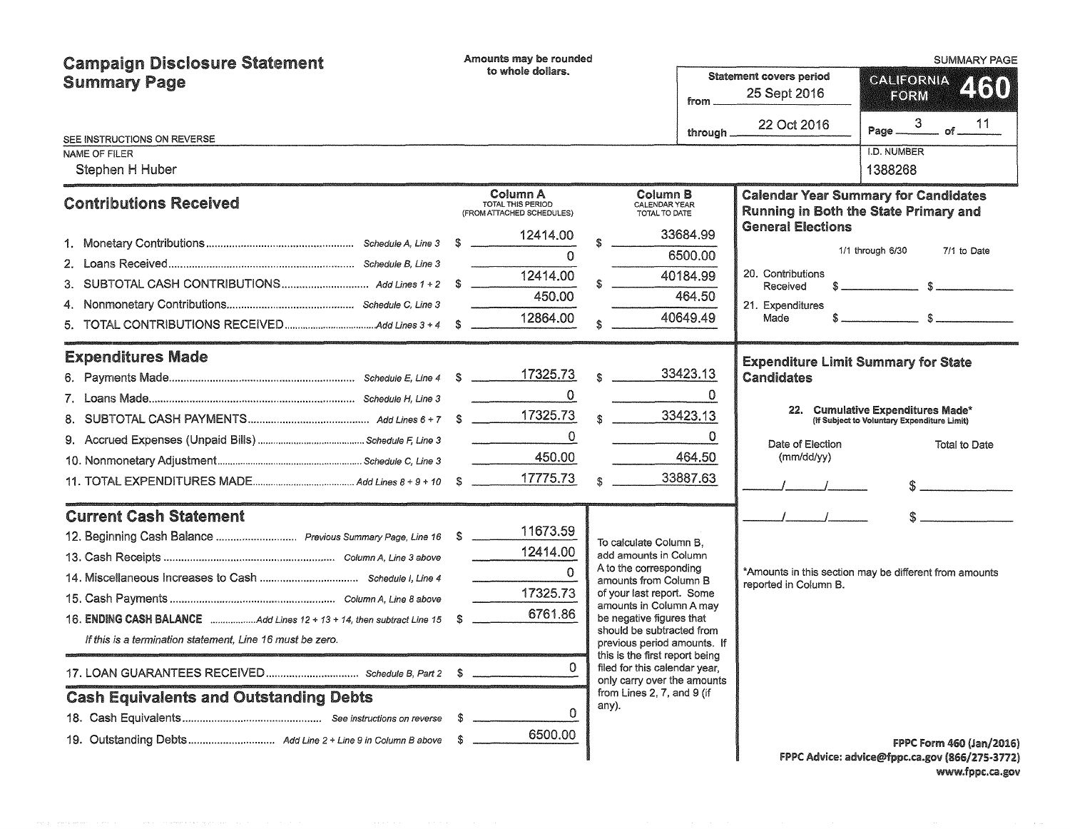# Campaign Disclosure Statement Summary Page

Amounts may be rounded to whole dollars.

SUMMARY PAGE

**CALIFORNIA FORM 460**

Statement covers period from 25 Sept 2016 through 22 Oct 2016

SEE INSTRUCTIONS ON REVERSE

| NAME OF FILER | I.D. NUMBER |
|---|---|
| Stephen H Huber | 1388268 |

## Contributions Received

| | | Column A TOTAL THIS PERIOD (FROM ATTACHED SCHEDULES) | Column B CALENDAR YEAR TOTAL TO DATE |
|---|---|---|---|
| 1. Monetary Contributions | Schedule A, Line 3 | $ 12414.00 | $ 33684.99 |
| 2. Loans Received | Schedule B, Line 3 | 0 | 6500.00 |
| 3. SUBTOTAL CASH CONTRIBUTIONS | Add Lines 1 + 2 | $ 12414.00 | $ 40184.99 |
| 4. Nonmonetary Contributions | Schedule C, Line 3 | 450.00 | 464.50 |
| 5. TOTAL CONTRIBUTIONS RECEIVED | Add Lines 3 + 4 | $ 12864.00 | $ 40649.49 |

## Expenditures Made

| | | Column A | Column B |
|---|---|---|---|
| 6. Payments Made | Schedule E, Line 4 | $ 17325.73 | $ 33423.13 |
| 7. Loans Made | Schedule H, Line 3 | 0 | 0 |
| 8. SUBTOTAL CASH PAYMENTS | Add Lines 6 + 7 | $ 17325.73 | $ 33423.13 |
| 9. Accrued Expenses (Unpaid Bills) | Schedule F, Line 3 | 0 | 0 |
| 10. Nonmonetary Adjustment | Schedule C, Line 3 | 450.00 | 464.50 |
| 11. TOTAL EXPENDITURES MADE | Add Lines 8 + 9 + 10 | $ 17775.73 | $ 33887.63 |

## Current Cash Statement

| | | |
|---|---|---|
| 12. Beginning Cash Balance | Previous Summary Page, Line 16 | $ 11673.59 |
| 13. Cash Receipts | Column A, Line 3 above | 12414.00 |
| 14. Miscellaneous Increases to Cash | Schedule I, Line 4 | 0 |
| 15. Cash Payments | Column A, Line 8 above | 17325.73 |
| 16. **ENDING CASH BALANCE** | Add Lines 12 + 13 + 14, then subtract Line 15 | $ 6761.86 |

*If this is a termination statement, Line 16 must be zero.*

| | | |
|---|---|---|
| 17. LOAN GUARANTEES RECEIVED | Schedule B, Part 2 | $ 0 |

## Cash Equivalents and Outstanding Debts

| | | |
|---|---|---|
| 18. Cash Equivalents | See instructions on reverse | $ 0 |
| 19. Outstanding Debts | Add Line 2 + Line 9 in Column B above | $ 6500.00 |

To calculate Column B, add amounts in Column A to the corresponding amounts from Column B of your last report. Some amounts in Column A may be negative figures that should be subtracted from previous period amounts. If this is the first report being filed for this calendar year, only carry over the amounts from Lines 2, 7, and 9 (if any).

## Calendar Year Summary for Candidates Running in Both the State Primary and General Elections

| | 1/1 through 6/30 | 7/1 to Date |
|---|---|---|
| 20. Contributions Received | $ | $ |
| 21. Expenditures Made | $ | $ |

## Expenditure Limit Summary for State Candidates

**22. Cumulative Expenditures Made*** (If Subject to Voluntary Expenditure Limit)

| Date of Election (mm/dd/yy) | Total to Date |
|---|---|
| / / | $ |
| / / | $ |

*Amounts in this section may be different from amounts reported in Column B.

FPPC Form 460 (Jan/2016)
FPPC Advice: advice@fppc.ca.gov (866/275-3772)
www.fppc.ca.gov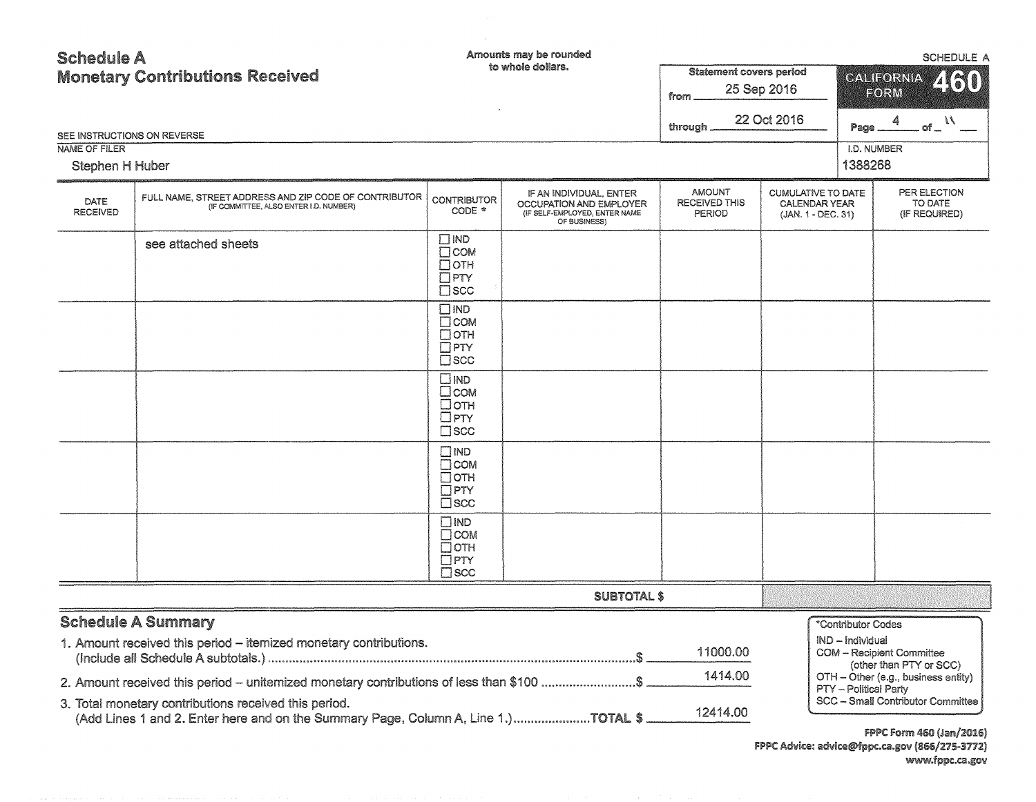# Schedule A
## Monetary Contributions Received

Amounts may be rounded to whole dollars.

SCHEDULE A

**CALIFORNIA FORM 460**

Statement covers period
from 25 Sep 2016
through 22 Oct 2016

SEE INSTRUCTIONS ON REVERSE

NAME OF FILER: Stephen H Huber

I.D. NUMBER: 1388268

| DATE RECEIVED | FULL NAME, STREET ADDRESS AND ZIP CODE OF CONTRIBUTOR (IF COMMITTEE, ALSO ENTER I.D. NUMBER) | CONTRIBUTOR CODE * | IF AN INDIVIDUAL, ENTER OCCUPATION AND EMPLOYER (IF SELF-EMPLOYED, ENTER NAME OF BUSINESS) | AMOUNT RECEIVED THIS PERIOD | CUMULATIVE TO DATE CALENDAR YEAR (JAN. 1 - DEC. 31) | PER ELECTION TO DATE (IF REQUIRED) |
|---|---|---|---|---|---|---|
| | see attached sheets | ☐ IND ☐ COM ☐ OTH ☐ PTY ☐ SCC | | | | |
| | | ☐ IND ☐ COM ☐ OTH ☐ PTY ☐ SCC | | | | |
| | | ☐ IND ☐ COM ☐ OTH ☐ PTY ☐ SCC | | | | |
| | | ☐ IND ☐ COM ☐ OTH ☐ PTY ☐ SCC | | | | |
| | | ☐ IND ☐ COM ☐ OTH ☐ PTY ☐ SCC | | | | |
| | | | SUBTOTAL $ | | | |

## Schedule A Summary

1. Amount received this period – itemized monetary contributions. (Include all Schedule A subtotals.) ........ $ 11000.00
2. Amount received this period – unitemized monetary contributions of less than $100 ........ $ 1414.00
3. Total monetary contributions received this period. (Add Lines 1 and 2. Enter here and on the Summary Page, Column A, Line 1.) ........ TOTAL $ 12414.00

*Contributor Codes
- IND – Individual
- COM – Recipient Committee (other than PTY or SCC)
- OTH – Other (e.g., business entity)
- PTY – Political Party
- SCC – Small Contributor Committee

FPPC Form 460 (Jan/2016)
FPPC Advice: advice@fppc.ca.gov (866/275-3772)
www.fppc.ca.gov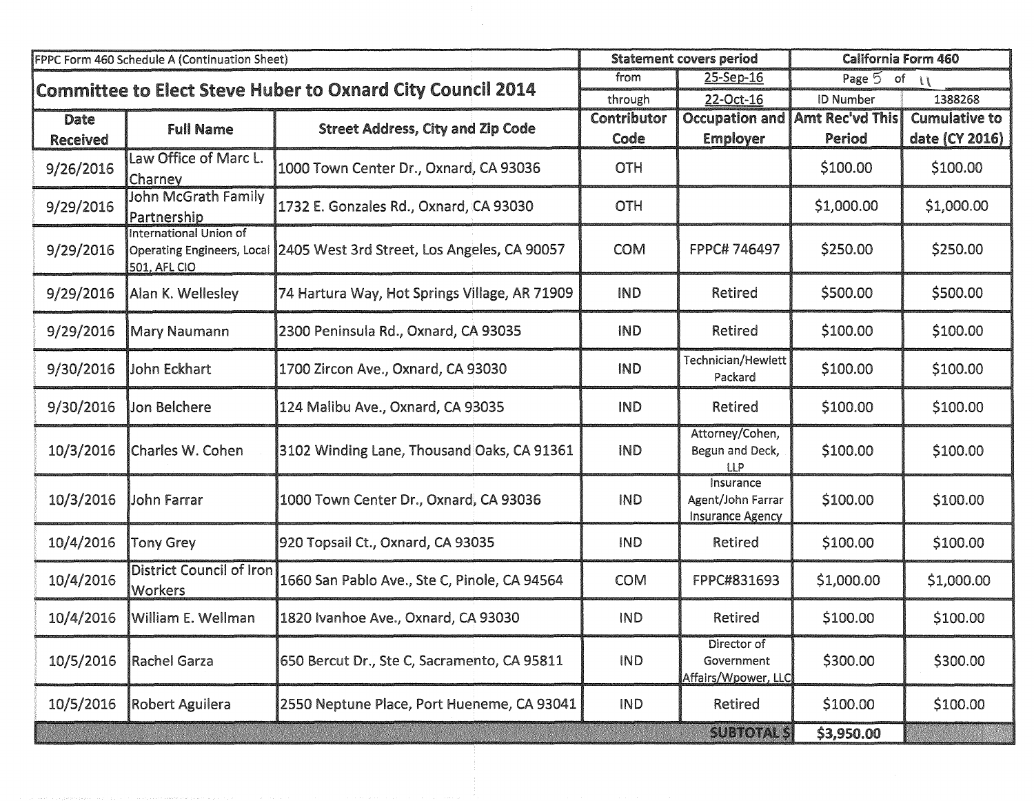| FPPC Form 460 Schedule A (Continuation Sheet) | | | Statement covers period | | California Form 460 | |
|---|---|---|---|---|---|---|
| **Committee to Elect Steve Huber to Oxnard City Council 2014** | | | from | 25-Sep-16 | Page 5 of 11 | |
| | | | through | 22-Oct-16 | ID Number | 1388268 |
| **Date Received** | **Full Name** | **Street Address, City and Zip Code** | **Contributor Code** | **Occupation and Employer** | **Amt Rec'vd This Period** | **Cumulative to date (CY 2016)** |
| 9/26/2016 | Law Office of Marc L. Charney | 1000 Town Center Dr., Oxnard, CA 93036 | OTH | | $100.00 | $100.00 |
| 9/29/2016 | John McGrath Family Partnership | 1732 E. Gonzales Rd., Oxnard, CA 93030 | OTH | | $1,000.00 | $1,000.00 |
| 9/29/2016 | International Union of Operating Engineers, Local 501, AFL CIO | 2405 West 3rd Street, Los Angeles, CA 90057 | COM | FPPC# 746497 | $250.00 | $250.00 |
| 9/29/2016 | Alan K. Wellesley | 74 Hartura Way, Hot Springs Village, AR 71909 | IND | Retired | $500.00 | $500.00 |
| 9/29/2016 | Mary Naumann | 2300 Peninsula Rd., Oxnard, CA 93035 | IND | Retired | $100.00 | $100.00 |
| 9/30/2016 | John Eckhart | 1700 Zircon Ave., Oxnard, CA 93030 | IND | Technician/Hewlett Packard | $100.00 | $100.00 |
| 9/30/2016 | Jon Belchere | 124 Malibu Ave., Oxnard, CA 93035 | IND | Retired | $100.00 | $100.00 |
| 10/3/2016 | Charles W. Cohen | 3102 Winding Lane, Thousand Oaks, CA 91361 | IND | Attorney/Cohen, Begun and Deck, LLP | $100.00 | $100.00 |
| 10/3/2016 | John Farrar | 1000 Town Center Dr., Oxnard, CA 93036 | IND | Insurance Agent/John Farrar Insurance Agency | $100.00 | $100.00 |
| 10/4/2016 | Tony Grey | 920 Topsail Ct., Oxnard, CA 93035 | IND | Retired | $100.00 | $100.00 |
| 10/4/2016 | District Council of Iron Workers | 1660 San Pablo Ave., Ste C, Pinole, CA 94564 | COM | FPPC#831693 | $1,000.00 | $1,000.00 |
| 10/4/2016 | William E. Wellman | 1820 Ivanhoe Ave., Oxnard, CA 93030 | IND | Retired | $100.00 | $100.00 |
| 10/5/2016 | Rachel Garza | 650 Bercut Dr., Ste C, Sacramento, CA 95811 | IND | Director of Government Affairs/Wpower, LLC | $300.00 | $300.00 |
| 10/5/2016 | Robert Aguilera | 2550 Neptune Place, Port Hueneme, CA 93041 | IND | Retired | $100.00 | $100.00 |
| | | | | **SUBTOTAL $** | **$3,950.00** | |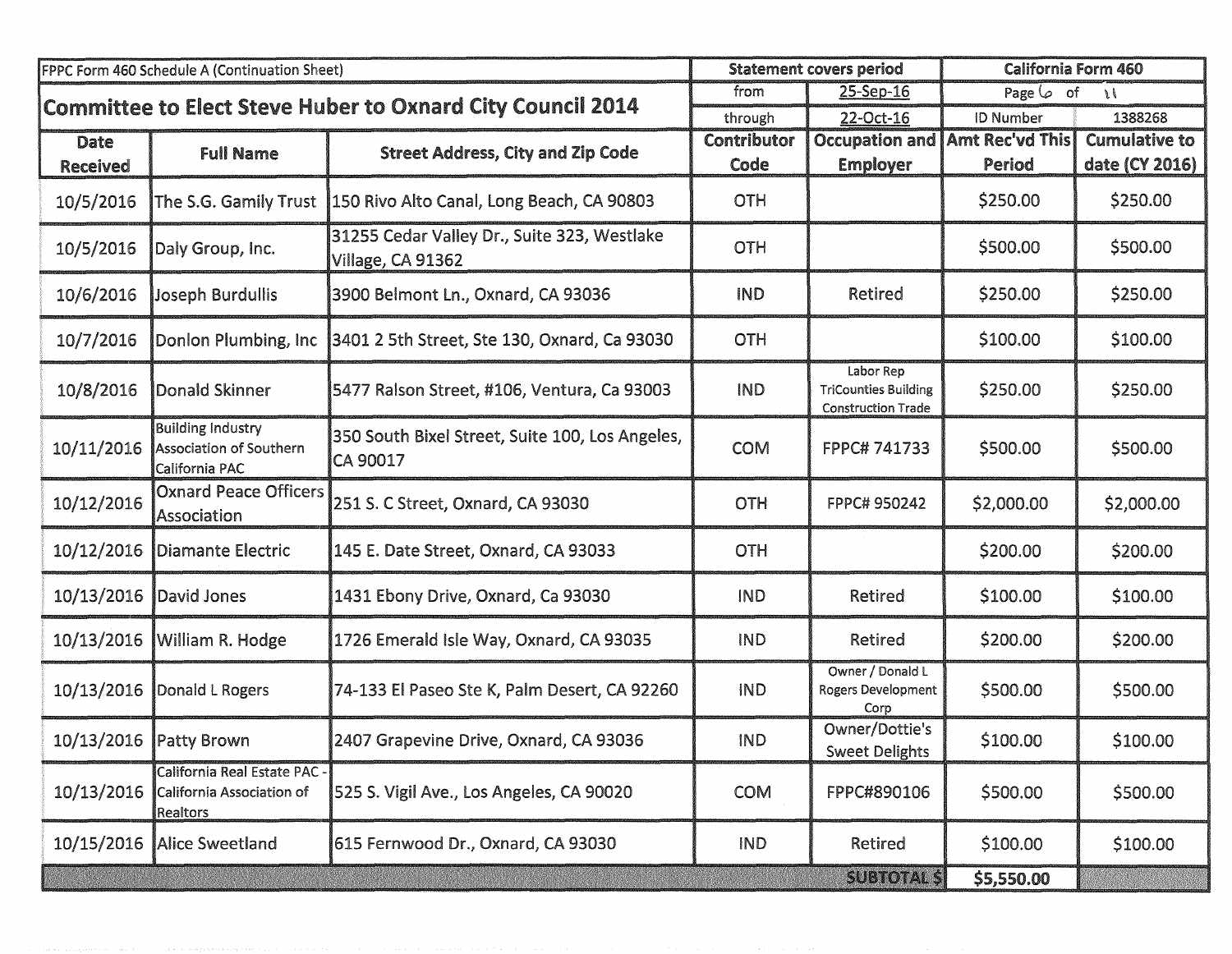| FPPC Form 460 Schedule A (Continuation Sheet) | | | Statement covers period | | California Form 460 | |
|---|---|---|---|---|---|---|
| **Committee to Elect Steve Huber to Oxnard City Council 2014** | | | from | 25-Sep-16 | Page 6 of 11 | |
| | | | through | 22-Oct-16 | ID Number | 1388268 |
| **Date Received** | **Full Name** | **Street Address, City and Zip Code** | **Contributor Code** | **Occupation and Employer** | **Amt Rec'vd This Period** | **Cumulative to date (CY 2016)** |
| 10/5/2016 | The S.G. Gamily Trust | 150 Rivo Alto Canal, Long Beach, CA 90803 | OTH | | $250.00 | $250.00 |
| 10/5/2016 | Daly Group, Inc. | 31255 Cedar Valley Dr., Suite 323, Westlake Village, CA 91362 | OTH | | $500.00 | $500.00 |
| 10/6/2016 | Joseph Burdullis | 3900 Belmont Ln., Oxnard, CA 93036 | IND | Retired | $250.00 | $250.00 |
| 10/7/2016 | Donlon Plumbing, Inc | 3401 2 5th Street, Ste 130, Oxnard, Ca 93030 | OTH | | $100.00 | $100.00 |
| 10/8/2016 | Donald Skinner | 5477 Ralson Street, #106, Ventura, Ca 93003 | IND | Labor Rep TriCounties Building Construction Trade | $250.00 | $250.00 |
| 10/11/2016 | Building Industry Association of Southern California PAC | 350 South Bixel Street, Suite 100, Los Angeles, CA 90017 | COM | FPPC# 741733 | $500.00 | $500.00 |
| 10/12/2016 | Oxnard Peace Officers Association | 251 S. C Street, Oxnard, CA 93030 | OTH | FPPC# 950242 | $2,000.00 | $2,000.00 |
| 10/12/2016 | Diamante Electric | 145 E. Date Street, Oxnard, CA 93033 | OTH | | $200.00 | $200.00 |
| 10/13/2016 | David Jones | 1431 Ebony Drive, Oxnard, Ca 93030 | IND | Retired | $100.00 | $100.00 |
| 10/13/2016 | William R. Hodge | 1726 Emerald Isle Way, Oxnard, CA 93035 | IND | Retired | $200.00 | $200.00 |
| 10/13/2016 | Donald L Rogers | 74-133 El Paseo Ste K, Palm Desert, CA 92260 | IND | Owner / Donald L Rogers Development Corp | $500.00 | $500.00 |
| 10/13/2016 | Patty Brown | 2407 Grapevine Drive, Oxnard, CA 93036 | IND | Owner/Dottie's Sweet Delights | $100.00 | $100.00 |
| 10/13/2016 | California Real Estate PAC - California Association of Realtors | 525 S. Vigil Ave., Los Angeles, CA 90020 | COM | FPPC#890106 | $500.00 | $500.00 |
| 10/15/2016 | Alice Sweetland | 615 Fernwood Dr., Oxnard, CA 93030 | IND | Retired | $100.00 | $100.00 |
| | | | | **SUBTOTAL $** | **$5,550.00** | |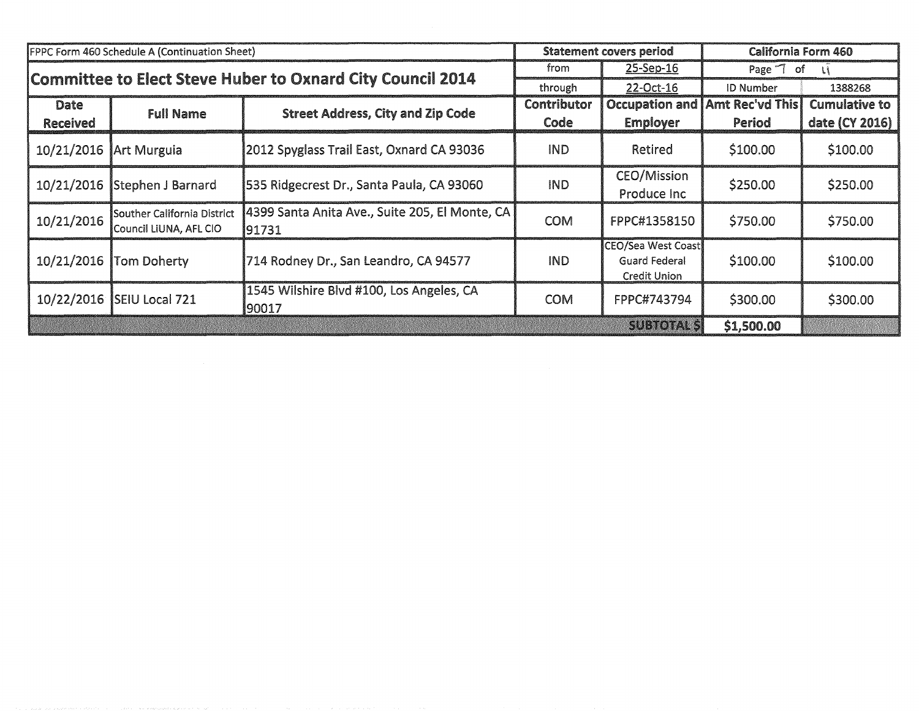| FPPC Form 460 Schedule A (Continuation Sheet) | | | Statement covers period | | California Form 460 | |
|---|---|---|---|---|---|---|
| **Committee to Elect Steve Huber to Oxnard City Council 2014** | | | from | 25-Sep-16 | Page 7 of 11 | |
| | | | through | 22-Oct-16 | ID Number | 1388268 |
| **Date Received** | **Full Name** | **Street Address, City and Zip Code** | **Contributor Code** | **Occupation and Employer** | **Amt Rec'vd This Period** | **Cumulative to date (CY 2016)** |
| 10/21/2016 | Art Murguia | 2012 Spyglass Trail East, Oxnard CA 93036 | IND | Retired | $100.00 | $100.00 |
| 10/21/2016 | Stephen J Barnard | 535 Ridgecrest Dr., Santa Paula, CA 93060 | IND | CEO/Mission Produce Inc | $250.00 | $250.00 |
| 10/21/2016 | Souther California District Council LiUNA, AFL CIO | 4399 Santa Anita Ave., Suite 205, El Monte, CA 91731 | COM | FPPC#1358150 | $750.00 | $750.00 |
| 10/21/2016 | Tom Doherty | 714 Rodney Dr., San Leandro, CA 94577 | IND | CEO/Sea West Coast Guard Federal Credit Union | $100.00 | $100.00 |
| 10/22/2016 | SEIU Local 721 | 1545 Wilshire Blvd #100, Los Angeles, CA 90017 | COM | FPPC#743794 | $300.00 | $300.00 |
| | | | | **SUBTOTAL $** | **$1,500.00** | |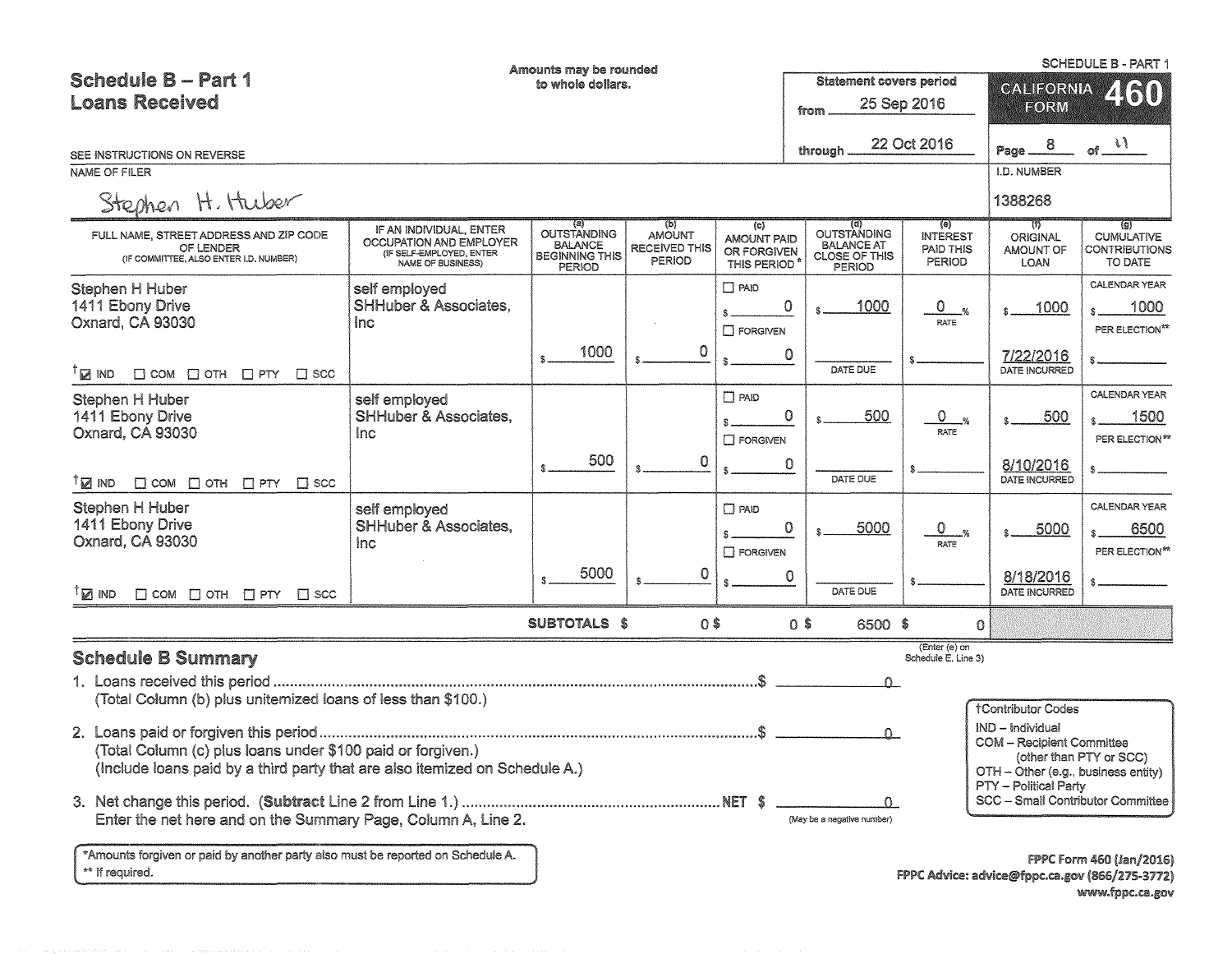SCHEDULE B - PART 1

# Schedule B – Part 1
## Loans Received

Amounts may be rounded to whole dollars.

Statement covers period from 25 Sep 2016 through 22 Oct 2016

CALIFORNIA FORM 460

SEE INSTRUCTIONS ON REVERSE

NAME OF FILER: Stephen H. Huber

I.D. NUMBER: 1388268

| FULL NAME, STREET ADDRESS AND ZIP CODE OF LENDER (IF COMMITTEE, ALSO ENTER I.D. NUMBER) | IF AN INDIVIDUAL, ENTER OCCUPATION AND EMPLOYER (IF SELF-EMPLOYED, ENTER NAME OF BUSINESS) | (a) OUTSTANDING BALANCE BEGINNING THIS PERIOD | (b) AMOUNT RECEIVED THIS PERIOD | (c) AMOUNT PAID OR FORGIVEN THIS PERIOD* | (d) OUTSTANDING BALANCE AT CLOSE OF THIS PERIOD | (e) INTEREST PAID THIS PERIOD | (f) ORIGINAL AMOUNT OF LOAN | (g) CUMULATIVE CONTRIBUTIONS TO DATE |
|---|---|---|---|---|---|---|---|---|
| Stephen H Huber<br>1411 Ebony Drive<br>Oxnard, CA 93030<br>☑ IND ☐ COM ☐ OTH ☐ PTY ☐ SCC | self employed<br>SHHuber & Associates, Inc | $ 1000 | $ 0 | ☐ PAID $ 0<br>☐ FORGIVEN $ 0 | $ 1000<br>DATE DUE: | 0 % RATE<br>$ | $ 1000<br>7/22/2016 DATE INCURRED | CALENDAR YEAR $ 1000<br>PER ELECTION** $ |
| Stephen H Huber<br>1411 Ebony Drive<br>Oxnard, CA 93030<br>☑ IND ☐ COM ☐ OTH ☐ PTY ☐ SCC | self employed<br>SHHuber & Associates, Inc | $ 500 | $ 0 | ☐ PAID $ 0<br>☐ FORGIVEN $ 0 | $ 500<br>DATE DUE: | 0 % RATE<br>$ | $ 500<br>8/10/2016 DATE INCURRED | CALENDAR YEAR $ 1500<br>PER ELECTION** $ |
| Stephen H Huber<br>1411 Ebony Drive<br>Oxnard, CA 93030<br>☑ IND ☐ COM ☐ OTH ☐ PTY ☐ SCC | self employed<br>SHHuber & Associates, Inc | $ 5000 | $ 0 | ☐ PAID $ 0<br>☐ FORGIVEN $ 0 | $ 5000<br>DATE DUE: | 0 % RATE<br>$ | $ 5000<br>8/18/2016 DATE INCURRED | CALENDAR YEAR $ 6500<br>PER ELECTION** $ |
| | SUBTOTALS | | $ 0 | $ 0 | $ 6500 | $ 0 (Enter (e) on Schedule E, Line 3) | | |

## Schedule B Summary

1. Loans received this period ........ $ 0
   (Total Column (b) plus unitemized loans of less than $100.)

2. Loans paid or forgiven this period ........ $ 0
   (Total Column (c) plus loans under $100 paid or forgiven.)
   (Include loans paid by a third party that are also itemized on Schedule A.)

3. Net change this period. (**Subtract** Line 2 from Line 1.) ........ NET $ 0 (May be a negative number)
   Enter the net here and on the Summary Page, Column A, Line 2.

†Contributor Codes
- IND – Individual
- COM – Recipient Committee (other than PTY or SCC)
- OTH – Other (e.g., business entity)
- PTY – Political Party
- SCC – Small Contributor Committee

*Amounts forgiven or paid by another party also must be reported on Schedule A.
** If required.

FPPC Form 460 (Jan/2016)
FPPC Advice: advice@fppc.ca.gov (866/275-3772)
www.fppc.ca.gov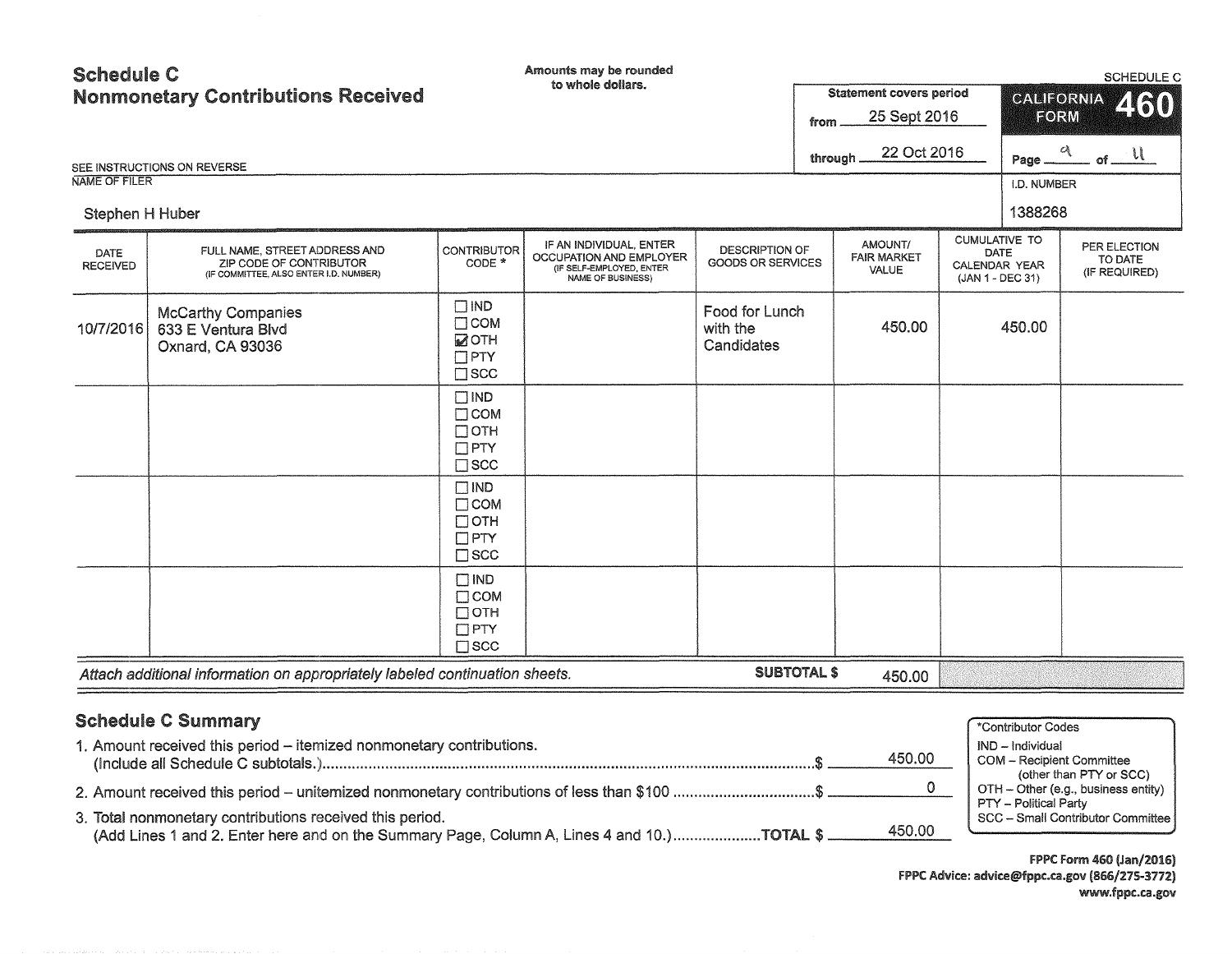# Schedule C
## Nonmonetary Contributions Received

Amounts may be rounded to whole dollars.

SCHEDULE C

**CALIFORNIA FORM 460**

Statement covers period from 25 Sept 2016 through 22 Oct 2016

Page 9 of 11

SEE INSTRUCTIONS ON REVERSE

NAME OF FILER: Stephen H Huber

I.D. NUMBER: 1388268

| DATE RECEIVED | FULL NAME, STREET ADDRESS AND ZIP CODE OF CONTRIBUTOR (IF COMMITTEE, ALSO ENTER I.D. NUMBER) | CONTRIBUTOR CODE * | IF AN INDIVIDUAL, ENTER OCCUPATION AND EMPLOYER (IF SELF-EMPLOYED, ENTER NAME OF BUSINESS) | DESCRIPTION OF GOODS OR SERVICES | AMOUNT/ FAIR MARKET VALUE | CUMULATIVE TO DATE CALENDAR YEAR (JAN 1 - DEC 31) | PER ELECTION TO DATE (IF REQUIRED) |
|---|---|---|---|---|---|---|---|
| 10/7/2016 | McCarthy Companies<br>633 E Ventura Blvd<br>Oxnard, CA 93036 | ☐ IND ☐ COM ☑ OTH ☐ PTY ☐ SCC | | Food for Lunch with the Candidates | 450.00 | 450.00 | |
| | | ☐ IND ☐ COM ☐ OTH ☐ PTY ☐ SCC | | | | | |
| | | ☐ IND ☐ COM ☐ OTH ☐ PTY ☐ SCC | | | | | |
| | | ☐ IND ☐ COM ☐ OTH ☐ PTY ☐ SCC | | | | | |

*Attach additional information on appropriately labeled continuation sheets.* **SUBTOTAL $** 450.00

## Schedule C Summary

1. Amount received this period – itemized nonmonetary contributions. (Include all Schedule C subtotals.) $ 450.00
2. Amount received this period – unitemized nonmonetary contributions of less than $100 $ 0
3. Total nonmonetary contributions received this period. (Add Lines 1 and 2. Enter here and on the Summary Page, Column A, Lines 4 and 10.) **TOTAL $** 450.00

*Contributor Codes
- IND – Individual
- COM – Recipient Committee (other than PTY or SCC)
- OTH – Other (e.g., business entity)
- PTY – Political Party
- SCC – Small Contributor Committee

FPPC Form 460 (Jan/2016)
FPPC Advice: advice@fppc.ca.gov (866/275-3772)
www.fppc.ca.gov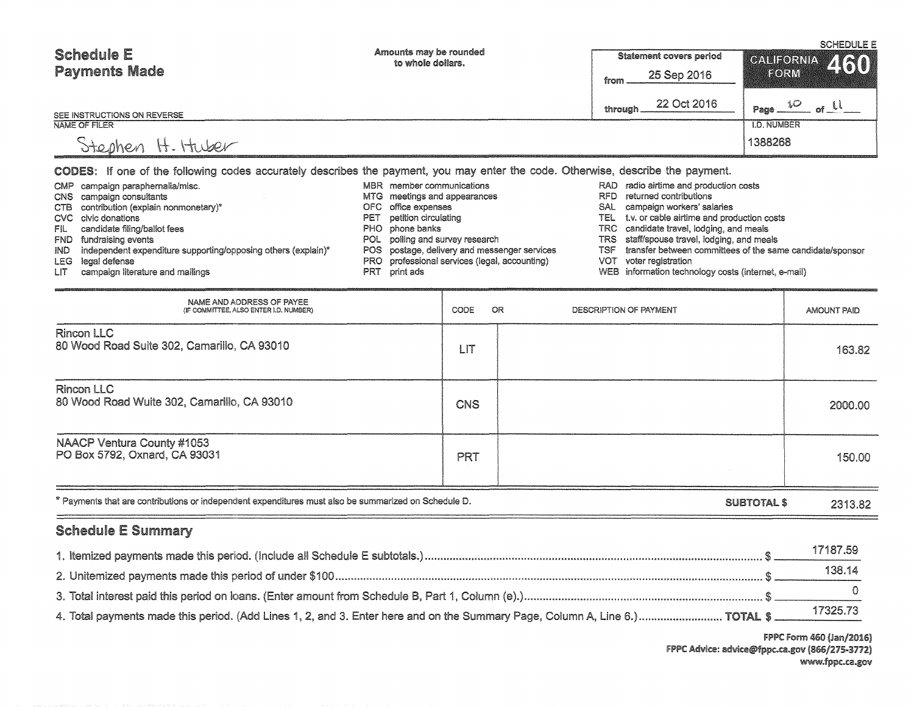# Schedule E
## Payments Made

SEE INSTRUCTIONS ON REVERSE

Amounts may be rounded to whole dollars.

Statement covers period from 25 Sep 2016 through 22 Oct 2016

SCHEDULE E
CALIFORNIA FORM 460

NAME OF FILER: Stephen H. Huber

I.D. NUMBER: 1388268

**CODES:** If one of the following codes accurately describes the payment, you may enter the code. Otherwise, describe the payment.

- CMP campaign paraphernalia/misc.
- CNS campaign consultants
- CTB contribution (explain nonmonetary)*
- CVC civic donations
- FIL candidate filing/ballot fees
- FND fundraising events
- IND independent expenditure supporting/opposing others (explain)*
- LEG legal defense
- LIT campaign literature and mailings
- MBR member communications
- MTG meetings and appearances
- OFC office expenses
- PET petition circulating
- PHO phone banks
- POL polling and survey research
- POS postage, delivery and messenger services
- PRO professional services (legal, accounting)
- PRT print ads
- RAD radio airtime and production costs
- RFD returned contributions
- SAL campaign workers' salaries
- TEL t.v. or cable airtime and production costs
- TRC candidate travel, lodging, and meals
- TRS staff/spouse travel, lodging, and meals
- TSF transfer between committees of the same candidate/sponsor
- VOT voter registration
- WEB information technology costs (internet, e-mail)

| NAME AND ADDRESS OF PAYEE (IF COMMITTEE, ALSO ENTER I.D. NUMBER) | CODE | OR DESCRIPTION OF PAYMENT | AMOUNT PAID |
|---|---|---|---|
| Rincon LLC<br>80 Wood Road Suite 302, Camarillo, CA 93010 | LIT | | 163.82 |
| Rincon LLC<br>80 Wood Road Wuite 302, Camarillo, CA 93010 | CNS | | 2000.00 |
| NAACP Ventura County #1053<br>PO Box 5792, Oxnard, CA 93031 | PRT | | 150.00 |

\* Payments that are contributions or independent expenditures must also be summarized on Schedule D.

**SUBTOTAL $** 2313.82

## Schedule E Summary

1. Itemized payments made this period. (Include all Schedule E subtotals.) $ 17187.59
2. Unitemized payments made this period of under $100 $ 138.14
3. Total interest paid this period on loans. (Enter amount from Schedule B, Part 1, Column (e).) $ 0
4. Total payments made this period. (Add Lines 1, 2, and 3. Enter here and on the Summary Page, Column A, Line 6.) **TOTAL $** 17325.73

FPPC Form 460 (Jan/2016)
FPPC Advice: advice@fppc.ca.gov (866/275-3772)
www.fppc.ca.gov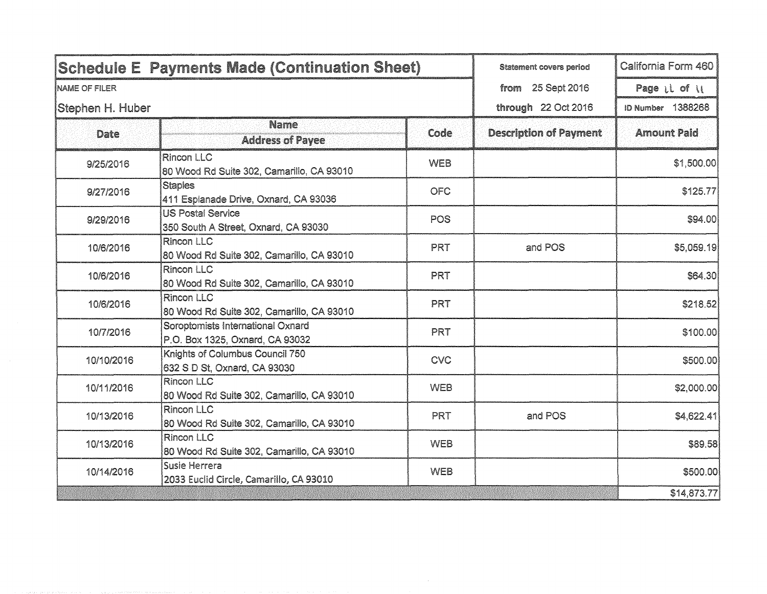# Schedule E Payments Made (Continuation Sheet)

| | |
|---|---|
| Statement covers period | California Form 460 |
| from 25 Sept 2016 | Page 11 of 11 |
| through 22 Oct 2016 | ID Number 1388268 |

NAME OF FILER

Stephen H. Huber

| Date | Name / Address of Payee | Code | Description of Payment | Amount Paid |
|---|---|---|---|---|
| 9/25/2016 | Rincon LLC<br>80 Wood Rd Suite 302, Camarillo, CA 93010 | WEB | | $1,500.00 |
| 9/27/2016 | Staples<br>411 Esplanade Drive, Oxnard, CA 93036 | OFC | | $125.77 |
| 9/29/2016 | US Postal Service<br>350 South A Street, Oxnard, CA 93030 | POS | | $94.00 |
| 10/6/2016 | Rincon LLC<br>80 Wood Rd Suite 302, Camarillo, CA 93010 | PRT | and POS | $5,059.19 |
| 10/6/2016 | Rincon LLC<br>80 Wood Rd Suite 302, Camarillo, CA 93010 | PRT | | $64.30 |
| 10/6/2016 | Rincon LLC<br>80 Wood Rd Suite 302, Camarillo, CA 93010 | PRT | | $218.52 |
| 10/7/2016 | Soroptomists International Oxnard<br>P.O. Box 1325, Oxnard, CA 93032 | PRT | | $100.00 |
| 10/10/2016 | Knights of Columbus Council 750<br>632 S D St, Oxnard, CA 93030 | CVC | | $500.00 |
| 10/11/2016 | Rincon LLC<br>80 Wood Rd Suite 302, Camarillo, CA 93010 | WEB | | $2,000.00 |
| 10/13/2016 | Rincon LLC<br>80 Wood Rd Suite 302, Camarillo, CA 93010 | PRT | and POS | $4,622.41 |
| 10/13/2016 | Rincon LLC<br>80 Wood Rd Suite 302, Camarillo, CA 93010 | WEB | | $89.58 |
| 10/14/2016 | Susie Herrera<br>2033 Euclid Circle, Camarillo, CA 93010 | WEB | | $500.00 |
| | | | | $14,873.77 |